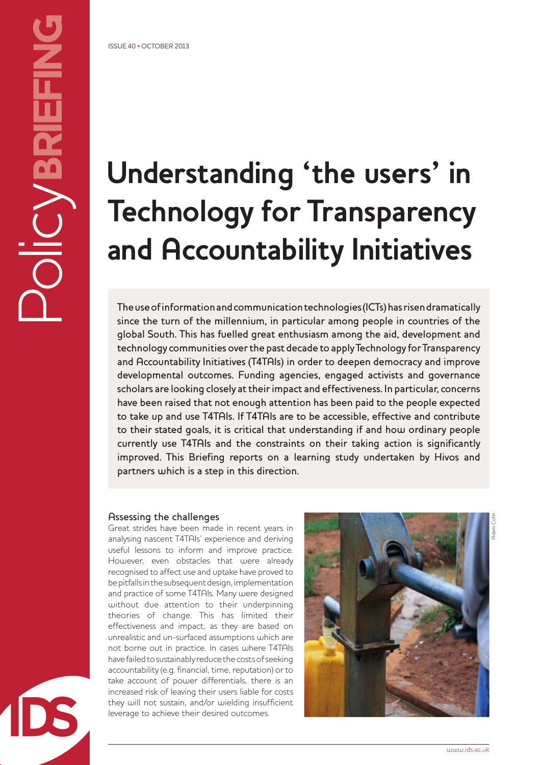ISSUE 40 • OCTOBER 2013

# Understanding 'the users' in Technology for Transparency and Accountability Initiatives

The use of information and communication technologies (ICTs) has risen dramatically since the turn of the millennium, in particular among people in countries of the global South. This has fuelled great enthusiasm among the aid, development and technology communities over the past decade to apply Technology for Transparency and Accountability Initiatives (T4TAIs) in order to deepen democracy and improve developmental outcomes. Funding agencies, engaged activists and governance scholars are looking closely at their impact and effectiveness. In particular, concerns have been raised that not enough attention has been paid to the people expected to take up and use T4TAIs. If T4TAIs are to be accessible, effective and contribute to their stated goals, it is critical that understanding if and how ordinary people currently use T4TAIs and the constraints on their taking action is significantly improved. This Briefing reports on a learning study undertaken by Hivos and partners which is a step in this direction.

## Assessing the challenges

Great strides have been made in recent years in analysing nascent T4TAIs' experience and deriving useful lessons to inform and improve practice. However, even obstacles that were already recognised to affect use and uptake have proved to be pitfalls in the subsequent design, implementation and practice of some T4TAIs. Many were designed without due attention to their underpinning theories of change. This has limited their effectiveness and impact, as they are based on unrealistic and un-surfaced assumptions which are not borne out in practice. In cases where T4TAIs have failed to sustainably reduce the costs of seeking accountability (e.g. financial, time, reputation) or to take account of power differentials, there is an increased risk of leaving their users liable for costs they will not sustain, and/or wielding insufficient leverage to achieve their desired outcomes.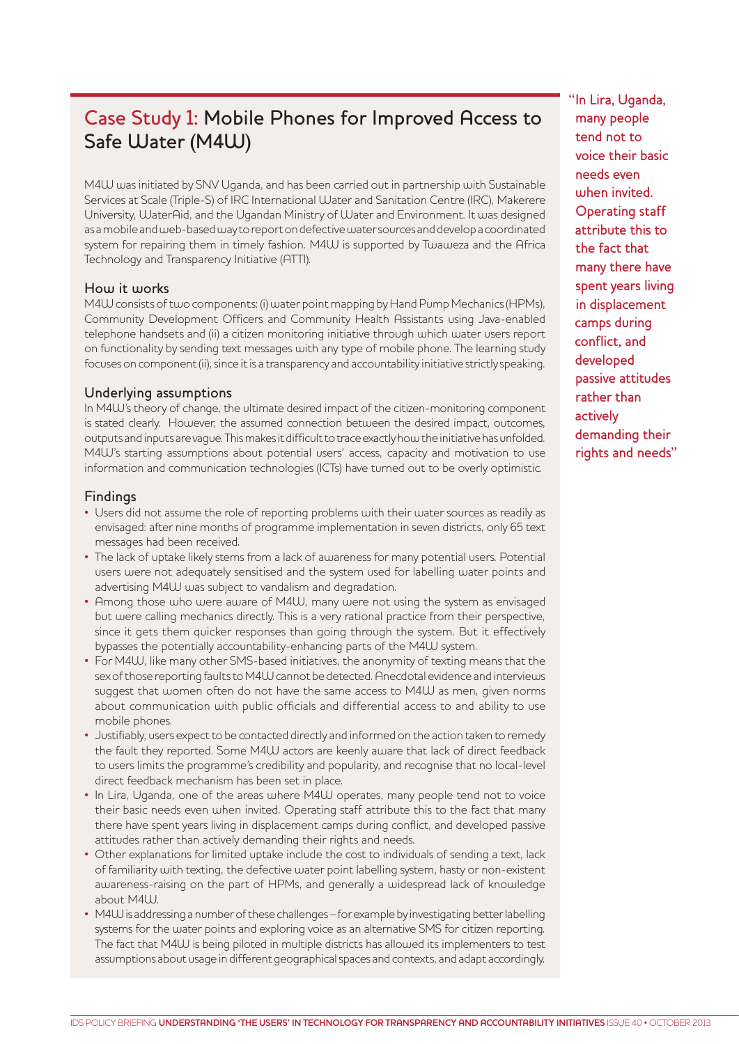## Case Study 1: Mobile Phones for Improved Access to Safe Water (M4W)

M4W was initiated by SNV Uganda, and has been carried out in partnership with Sustainable Services at Scale (Triple-S) of IRC International Water and Sanitation Centre (IRC), Makerere University, WaterAid, and the Ugandan Ministry of Water and Environment. It was designed as a mobile and web-based way to report on defective water sources and develop a coordinated system for repairing them in timely fashion. M4W is supported by Twaweza and the Africa Technology and Transparency Initiative (ATTI).

### How it works

M4W consists of two components: (i) water point mapping by Hand Pump Mechanics (HPMs), Community Development Officers and Community Health Assistants using Java-enabled telephone handsets and (ii) a citizen monitoring initiative through which water users report on functionality by sending text messages with any type of mobile phone. The learning study focuses on component (ii), since it is a transparency and accountability initiative strictly speaking.

### Underlying assumptions

In M4W's theory of change, the ultimate desired impact of the citizen-monitoring component is stated clearly. However, the assumed connection between the desired impact, outcomes, outputs and inputs are vague. This makes it difficult to trace exactly how the initiative has unfolded. M4W's starting assumptions about potential users' access, capacity and motivation to use information and communication technologies (ICTs) have turned out to be overly optimistic.

### Findings

- Users did not assume the role of reporting problems with their water sources as readily as envisaged: after nine months of programme implementation in seven districts, only 65 text messages had been received.
- The lack of uptake likely stems from a lack of awareness for many potential users. Potential users were not adequately sensitised and the system used for labelling water points and advertising M4W was subject to vandalism and degradation.
- Among those who were aware of M4W, many were not using the system as envisaged but were calling mechanics directly. This is a very rational practice from their perspective, since it gets them quicker responses than going through the system. But it effectively bypasses the potentially accountability-enhancing parts of the M4W system.
- For M4W, like many other SMS-based initiatives, the anonymity of texting means that the sex of those reporting faults to M4W cannot be detected. Anecdotal evidence and interviews suggest that women often do not have the same access to M4W as men, given norms about communication with public officials and differential access to and ability to use mobile phones.
- Justifiably, users expect to be contacted directly and informed on the action taken to remedy the fault they reported. Some M4W actors are keenly aware that lack of direct feedback to users limits the programme's credibility and popularity, and recognise that no local-level direct feedback mechanism has been set in place.
- In Lira, Uganda, one of the areas where M4W operates, many people tend not to voice their basic needs even when invited. Operating staff attribute this to the fact that many there have spent years living in displacement camps during conflict, and developed passive attitudes rather than actively demanding their rights and needs.
- Other explanations for limited uptake include the cost to individuals of sending a text, lack of familiarity with texting, the defective water point labelling system, hasty or non-existent awareness-raising on the part of HPMs, and generally a widespread lack of knowledge about M4W.
- M4W is addressing a number of these challenges – for example by investigating better labelling systems for the water points and exploring voice as an alternative SMS for citizen reporting. The fact that M4W is being piloted in multiple districts has allowed its implementers to test assumptions about usage in different geographical spaces and contexts, and adapt accordingly.

> "In Lira, Uganda, many people tend not to voice their basic needs even when invited. Operating staff attribute this to the fact that many there have spent years living in displacement camps during conflict, and developed passive attitudes rather than actively demanding their rights and needs"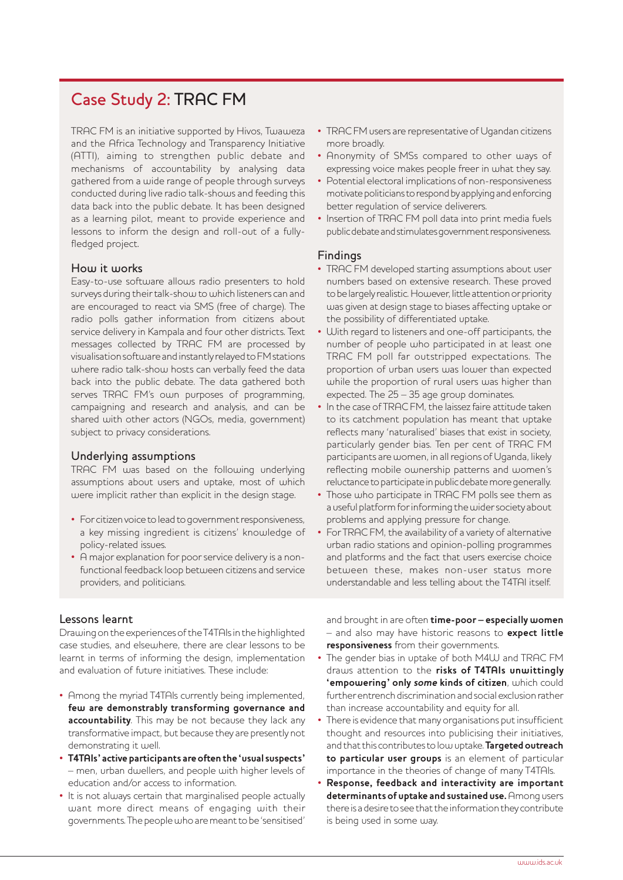## Case Study 2: TRAC FM

TRAC FM is an initiative supported by Hivos, Twaweza and the Africa Technology and Transparency Initiative (ATTI), aiming to strengthen public debate and mechanisms of accountability by analysing data gathered from a wide range of people through surveys conducted during live radio talk-shows and feeding this data back into the public debate. It has been designed as a learning pilot, meant to provide experience and lessons to inform the design and roll-out of a fully-fledged project.

### How it works

Easy-to-use software allows radio presenters to hold surveys during their talk-show to which listeners can and are encouraged to react via SMS (free of charge). The radio polls gather information from citizens about service delivery in Kampala and four other districts. Text messages collected by TRAC FM are processed by visualisation software and instantly relayed to FM stations where radio talk-show hosts can verbally feed the data back into the public debate. The data gathered both serves TRAC FM's own purposes of programming, campaigning and research and analysis, and can be shared with other actors (NGOs, media, government) subject to privacy considerations.

### Underlying assumptions

TRAC FM was based on the following underlying assumptions about users and uptake, most of which were implicit rather than explicit in the design stage.

- For citizen voice to lead to government responsiveness, a key missing ingredient is citizens' knowledge of policy-related issues.
- A major explanation for poor service delivery is a non-functional feedback loop between citizens and service providers, and politicians.
- TRAC FM users are representative of Ugandan citizens more broadly.
- Anonymity of SMSs compared to other ways of expressing voice makes people freer in what they say.
- Potential electoral implications of non-responsiveness motivate politicians to respond by applying and enforcing better regulation of service deliverers.
- Insertion of TRAC FM poll data into print media fuels public debate and stimulates government responsiveness.

### Findings

- TRAC FM developed starting assumptions about user numbers based on extensive research. These proved to be largely realistic. However, little attention or priority was given at design stage to biases affecting uptake or the possibility of differentiated uptake.
- With regard to listeners and one-off participants, the number of people who participated in at least one TRAC FM poll far outstripped expectations. The proportion of urban users was lower than expected while the proportion of rural users was higher than expected. The 25 – 35 age group dominates.
- In the case of TRAC FM, the laissez faire attitude taken to its catchment population has meant that uptake reflects many 'naturalised' biases that exist in society, particularly gender bias. Ten per cent of TRAC FM participants are women, in all regions of Uganda, likely reflecting mobile ownership patterns and women's reluctance to participate in public debate more generally.
- Those who participate in TRAC FM polls see them as a useful platform for informing the wider society about problems and applying pressure for change.
- For TRAC FM, the availability of a variety of alternative urban radio stations and opinion-polling programmes and platforms and the fact that users exercise choice between these, makes non-user status more understandable and less telling about the T4TAI itself.

## Lessons learnt

Drawing on the experiences of the T4TAIs in the highlighted case studies, and elsewhere, there are clear lessons to be learnt in terms of informing the design, implementation and evaluation of future initiatives. These include:

- Among the myriad T4TAIs currently being implemented, **few are demonstrably transforming governance and accountability**. This may be not because they lack any transformative impact, but because they are presently not demonstrating it well.
- **T4TAIs' active participants are often the 'usual suspects'** – men, urban dwellers, and people with higher levels of education and/or access to information.
- It is not always certain that marginalised people actually want more direct means of engaging with their governments. The people who are meant to be 'sensitised' and brought in are often **time-poor – especially women** – and also may have historic reasons to **expect little responsiveness** from their governments.
- The gender bias in uptake of both M4W and TRAC FM draws attention to the **risks of T4TAIs unwittingly 'empowering' only *some* kinds of citizen**, which could further entrench discrimination and social exclusion rather than increase accountability and equity for all.
- There is evidence that many organisations put insufficient thought and resources into publicising their initiatives, and that this contributes to low uptake. **Targeted outreach to particular user groups** is an element of particular importance in the theories of change of many T4TAIs.
- **Response, feedback and interactivity are important determinants of uptake and sustained use.** Among users there is a desire to see that the information they contribute is being used in some way.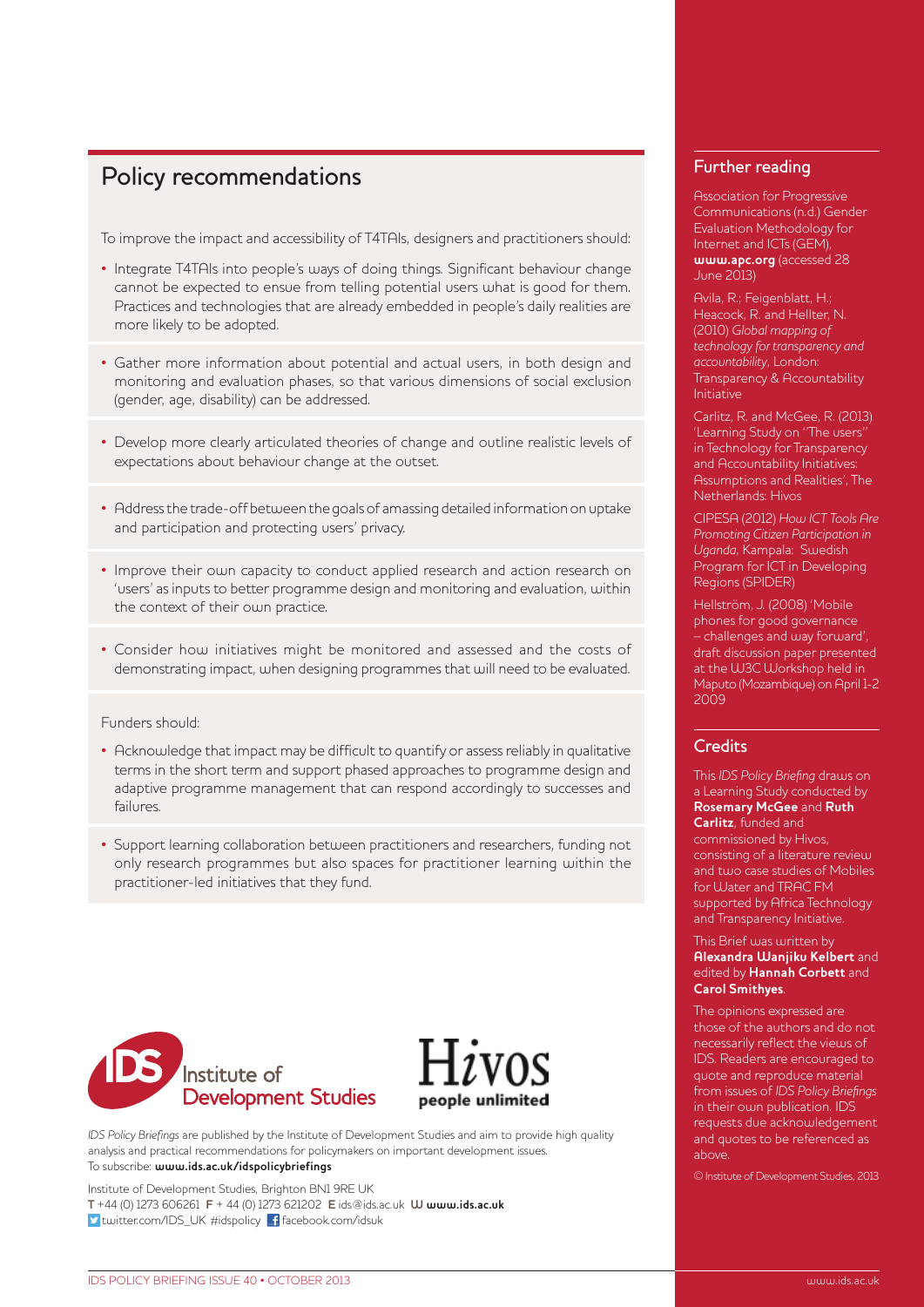## Policy recommendations

To improve the impact and accessibility of T4TAIs, designers and practitioners should:

- Integrate T4TAIs into people's ways of doing things. Significant behaviour change cannot be expected to ensue from telling potential users what is good for them. Practices and technologies that are already embedded in people's daily realities are more likely to be adopted.
- Gather more information about potential and actual users, in both design and monitoring and evaluation phases, so that various dimensions of social exclusion (gender, age, disability) can be addressed.
- Develop more clearly articulated theories of change and outline realistic levels of expectations about behaviour change at the outset.
- Address the trade-off between the goals of amassing detailed information on uptake and participation and protecting users' privacy.
- Improve their own capacity to conduct applied research and action research on 'users' as inputs to better programme design and monitoring and evaluation, within the context of their own practice.
- Consider how initiatives might be monitored and assessed and the costs of demonstrating impact, when designing programmes that will need to be evaluated.

Funders should:

- Acknowledge that impact may be difficult to quantify or assess reliably in qualitative terms in the short term and support phased approaches to programme design and adaptive programme management that can respond accordingly to successes and failures.
- Support learning collaboration between practitioners and researchers, funding not only research programmes but also spaces for practitioner learning within the practitioner-led initiatives that they fund.

IDS Institute of Development Studies

Hivos people unlimited

*IDS Policy Briefings* are published by the Institute of Development Studies and aim to provide high quality analysis and practical recommendations for policymakers on important development issues. To subscribe: **www.ids.ac.uk/idspolicybriefings**

Institute of Development Studies, Brighton BN1 9RE UK
**T** +44 (0) 1273 606261 **F** + 44 (0) 1273 621202 **E** ids@ids.ac.uk **W** **www.ids.ac.uk**
twitter.com/IDS_UK #idspolicy facebook.com/idsuk

## Further reading

Association for Progressive Communications (n.d.) Gender Evaluation Methodology for Internet and ICTs (GEM), **www.apc.org** (accessed 28 June 2013)

Avila, R.; Feigenblatt, H.; Heacock, R. and Hellter, N. (2010) *Global mapping of technology for transparency and accountability*, London: Transparency & Accountability Initiative

Carlitz, R. and McGee, R. (2013) 'Learning Study on "The users" in Technology for Transparency and Accountability Initiatives: Assumptions and Realities', The Netherlands: Hivos

CIPESA (2012) *How ICT Tools Are Promoting Citizen Participation in Uganda*, Kampala: Swedish Program for ICT in Developing Regions (SPIDER)

Hellström, J. (2008) 'Mobile phones for good governance – challenges and way forward', draft discussion paper presented at the W3C Workshop held in Maputo (Mozambique) on April 1-2 2009

## Credits

This *IDS Policy Briefing* draws on a Learning Study conducted by **Rosemary McGee** and **Ruth Carlitz**, funded and commissioned by Hivos, consisting of a literature review and two case studies of Mobiles for Water and TRAC FM supported by Africa Technology and Transparency Initiative.

This Brief was written by **Alexandra Wanjiku Kelbert** and edited by **Hannah Corbett** and **Carol Smithyes**.

The opinions expressed are those of the authors and do not necessarily reflect the views of IDS. Readers are encouraged to quote and reproduce material from issues of *IDS Policy Briefings* in their own publication. IDS requests due acknowledgement and quotes to be referenced as above.

© Institute of Development Studies, 2013